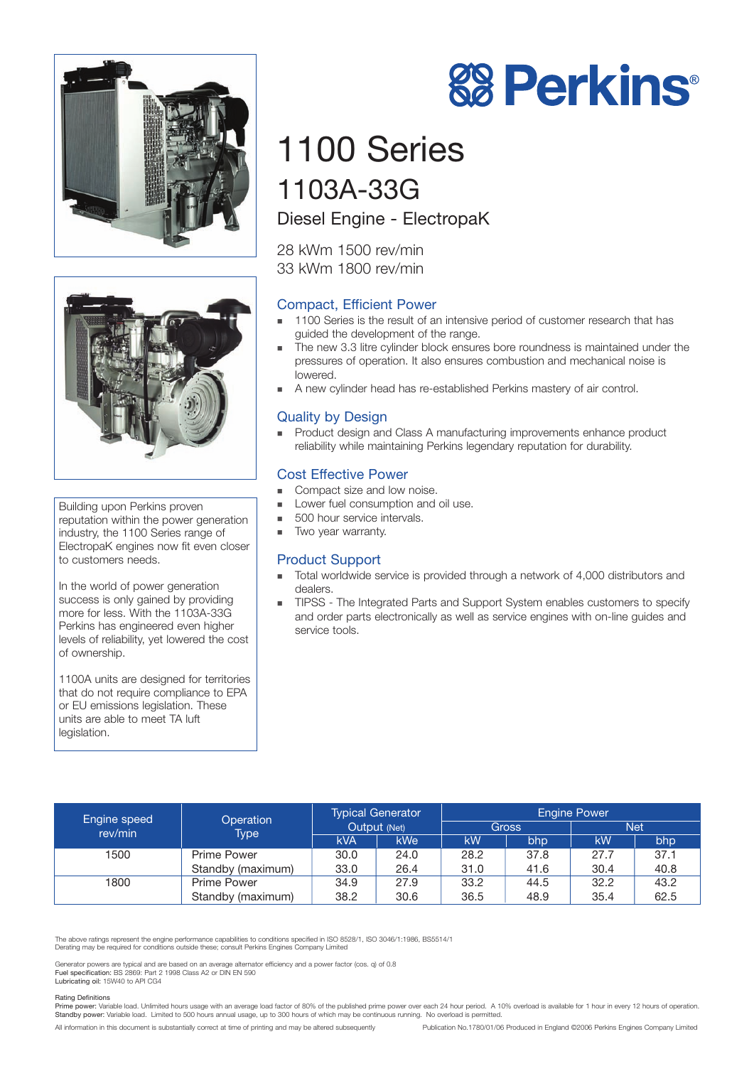# Perkins

# 1100 Series

## 1103A-33G

### Diesel Engine - ElectropaK

28 kWm 1500 rev/min
33 kWm 1800 rev/min

Building upon Perkins proven reputation within the power generation industry, the 1100 Series range of ElectropaK engines now fit even closer to customers needs.

In the world of power generation success is only gained by providing more for less. With the 1103A-33G Perkins has engineered even higher levels of reliability, yet lowered the cost of ownership.

1100A units are designed for territories that do not require compliance to EPA or EU emissions legislation. These units are able to meet TA luft legislation.

### Compact, Efficient Power

- 1100 Series is the result of an intensive period of customer research that has guided the development of the range.
- The new 3.3 litre cylinder block ensures bore roundness is maintained under the pressures of operation. It also ensures combustion and mechanical noise is lowered.
- A new cylinder head has re-established Perkins mastery of air control.

### Quality by Design

- Product design and Class A manufacturing improvements enhance product reliability while maintaining Perkins legendary reputation for durability.

### Cost Effective Power

- Compact size and low noise.
- Lower fuel consumption and oil use.
- 500 hour service intervals.
- Two year warranty.

### Product Support

- Total worldwide service is provided through a network of 4,000 distributors and dealers.
- TIPSS - The Integrated Parts and Support System enables customers to specify and order parts electronically as well as service engines with on-line guides and service tools.

| Engine speed rev/min | Operation Type | Typical Generator Output (Net) | | Engine Power | | | |
|---|---|---|---|---|---|---|---|
| | | | | Gross | | Net | |
| | | kVA | kWe | kW | bhp | kW | bhp |
| 1500 | Prime Power | 30.0 | 24.0 | 28.2 | 37.8 | 27.7 | 37.1 |
| | Standby (maximum) | 33.0 | 26.4 | 31.0 | 41.6 | 30.4 | 40.8 |
| 1800 | Prime Power | 34.9 | 27.9 | 33.2 | 44.5 | 32.2 | 43.2 |
| | Standby (maximum) | 38.2 | 30.6 | 36.5 | 48.9 | 35.4 | 62.5 |

The above ratings represent the engine performance capabilities to conditions specified in ISO 8528/1, ISO 3046/1:1986, BS5514/1
Derating may be required for conditions outside these; consult Perkins Engines Company Limited

Generator powers are typical and are based on an average alternator efficiency and a power factor (cos. q) of 0.8
**Fuel specification:** BS 2869: Part 2 1998 Class A2 or DIN EN 590
**Lubricating oil:** 15W40 to API CG4

**Rating Definitions**
**Prime power:** Variable load. Unlimited hours usage with an average load factor of 80% of the published prime power over each 24 hour period. A 10% overload is available for 1 hour in every 12 hours of operation.
**Standby power:** Variable load. Limited to 500 hours annual usage, up to 300 hours of which may be continuous running. No overload is permitted.

All information in this document is substantially correct at time of printing and may be altered subsequently

Publication No.1780/01/06 Produced in England ©2006 Perkins Engines Company Limited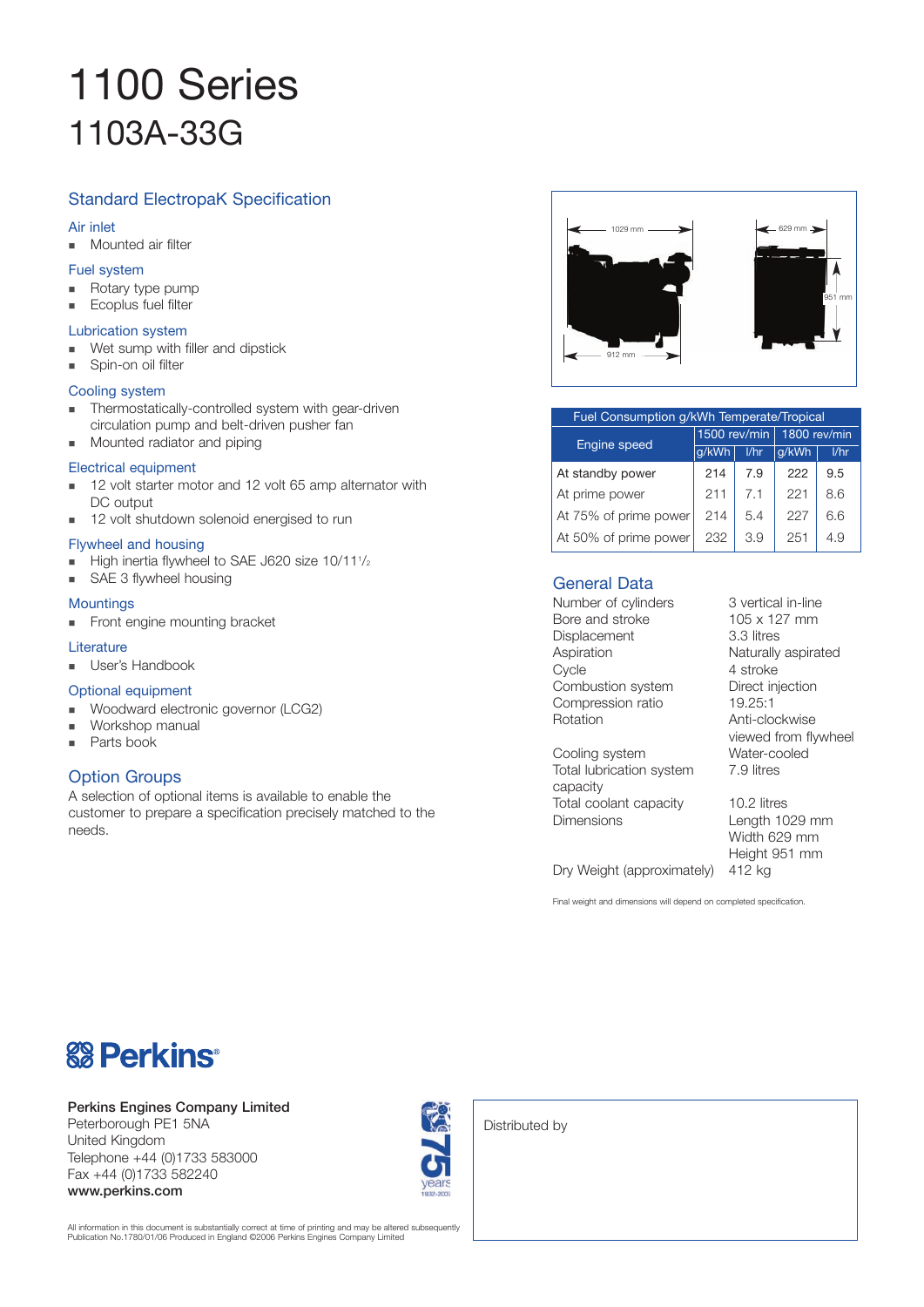# 1100 Series

## 1103A-33G

### Standard ElectropaK Specification

**Air inlet**

- Mounted air filter

**Fuel system**

- Rotary type pump
- Ecoplus fuel filter

**Lubrication system**

- Wet sump with filler and dipstick
- Spin-on oil filter

**Cooling system**

- Thermostatically-controlled system with gear-driven circulation pump and belt-driven pusher fan
- Mounted radiator and piping

**Electrical equipment**

- 12 volt starter motor and 12 volt 65 amp alternator with DC output
- 12 volt shutdown solenoid energised to run

**Flywheel and housing**

- High inertia flywheel to SAE J620 size 10/11½
- SAE 3 flywheel housing

**Mountings**

- Front engine mounting bracket

**Literature**

- User's Handbook

**Optional equipment**

- Woodward electronic governor (LCG2)
- Workshop manual
- Parts book

### Option Groups

A selection of optional items is available to enable the customer to prepare a specification precisely matched to the needs.

1029 mm
629 mm
951 mm
912 mm

| Fuel Consumption g/kWh Temperate/Tropical | | | | |
|---|---|---|---|---|
| Engine speed | 1500 rev/min | | 1800 rev/min | |
| | g/kWh | l/hr | g/kWh | l/hr |
| At standby power | 214 | 7.9 | 222 | 9.5 |
| At prime power | 211 | 7.1 | 221 | 8.6 |
| At 75% of prime power | 214 | 5.4 | 227 | 6.6 |
| At 50% of prime power | 232 | 3.9 | 251 | 4.9 |

### General Data

| | |
|---|---|
| Number of cylinders | 3 vertical in-line |
| Bore and stroke | 105 x 127 mm |
| Displacement | 3.3 litres |
| Aspiration | Naturally aspirated |
| Cycle | 4 stroke |
| Combustion system | Direct injection |
| Compression ratio | 19.25:1 |
| Rotation | Anti-clockwise viewed from flywheel |
| Cooling system | Water-cooled |
| Total lubrication system capacity | 7.9 litres |
| Total coolant capacity | 10.2 litres |
| Dimensions | Length 1029 mm<br>Width 629 mm<br>Height 951 mm |
| Dry Weight (approximately) | 412 kg |

Final weight and dimensions will depend on completed specification.

Perkins

**Perkins Engines Company Limited**
Peterborough PE1 5NA
United Kingdom
Telephone +44 (0)1733 583000
Fax +44 (0)1733 582240
**www.perkins.com**

75 years 1932-2007

Distributed by

All information in this document is substantially correct at time of printing and may be altered subsequently
Publication No.1780/01/06 Produced in England ©2006 Perkins Engines Company Limited